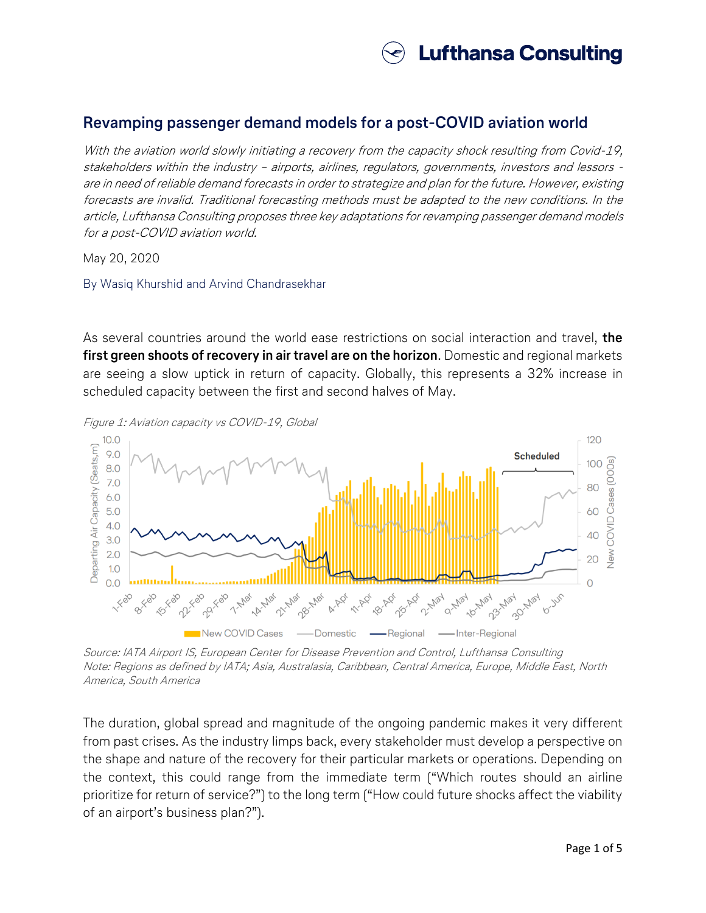## Revamping passenger demand models for a post-COVID aviation world

*With the aviation world slowly initiating a recovery from the capacity shock resulting from Covid-19, stakeholders within the industry – airports, airlines, regulators, governments, investors and lessors - are in need of reliable demand forecasts in order to strategize and plan for the future. However, existing forecasts are invalid. Traditional forecasting methods must be adapted to the new conditions. In the article, Lufthansa Consulting proposes three key adaptations for revamping passenger demand models for a post-COVID aviation world.*

May 20, 2020

By Wasiq Khurshid and Arvind Chandrasekhar

As several countries around the world ease restrictions on social interaction and travel, **the first green shoots of recovery in air travel are on the horizon**. Domestic and regional markets are seeing a slow uptick in return of capacity. Globally, this represents a 32% increase in scheduled capacity between the first and second halves of May.

*Figure 1: Aviation capacity vs COVID-19, Global*

*Source: IATA Airport IS, European Center for Disease Prevention and Control, Lufthansa Consulting*
*Note: Regions as defined by IATA; Asia, Australasia, Caribbean, Central America, Europe, Middle East, North America, South America*

The duration, global spread and magnitude of the ongoing pandemic makes it very different from past crises. As the industry limps back, every stakeholder must develop a perspective on the shape and nature of the recovery for their particular markets or operations. Depending on the context, this could range from the immediate term ("Which routes should an airline prioritize for return of service?") to the long term ("How could future shocks affect the viability of an airport's business plan?").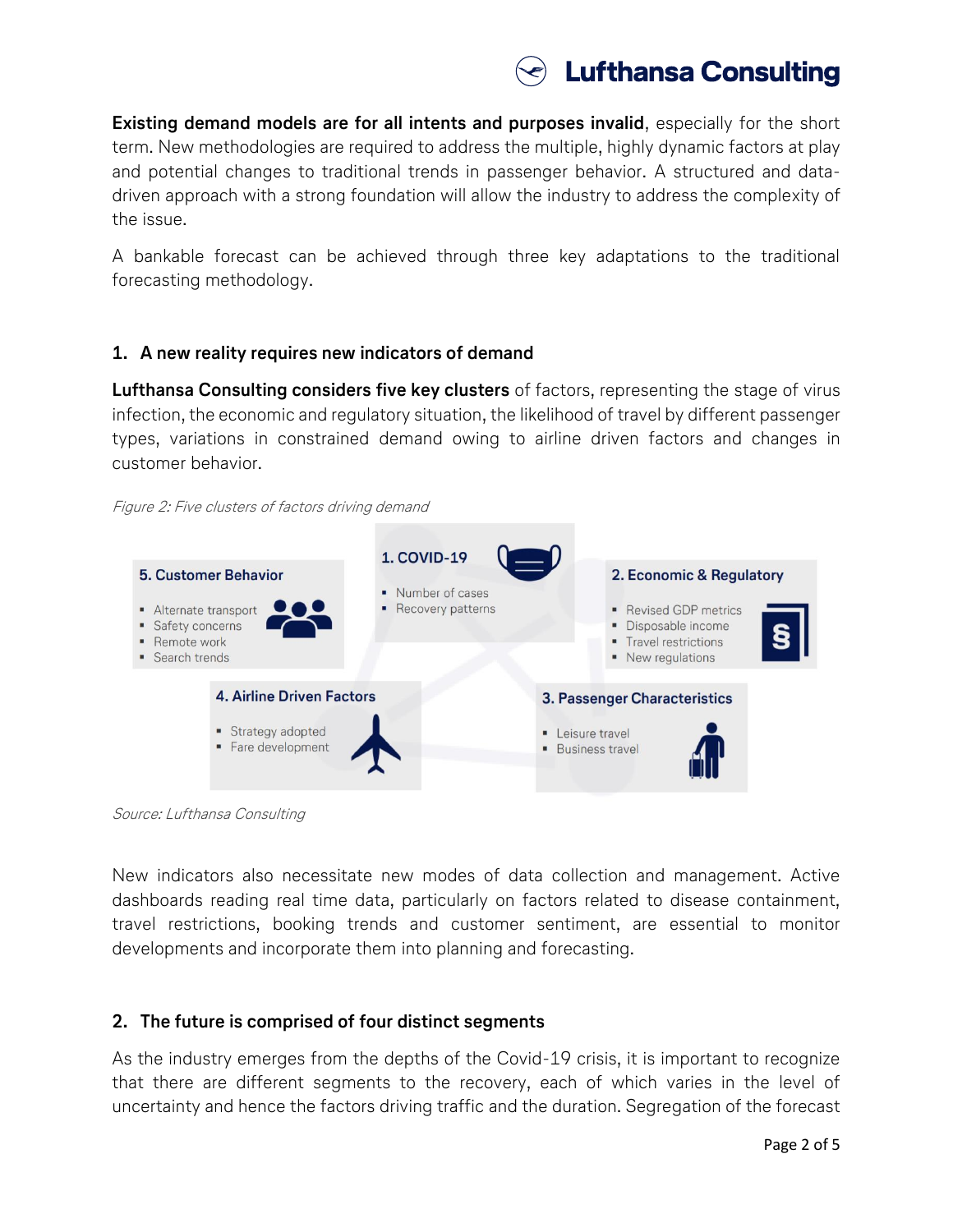**Existing demand models are for all intents and purposes invalid**, especially for the short term. New methodologies are required to address the multiple, highly dynamic factors at play and potential changes to traditional trends in passenger behavior. A structured and data-driven approach with a strong foundation will allow the industry to address the complexity of the issue.

A bankable forecast can be achieved through three key adaptations to the traditional forecasting methodology.

## 1. A new reality requires new indicators of demand

**Lufthansa Consulting considers five key clusters** of factors, representing the stage of virus infection, the economic and regulatory situation, the likelihood of travel by different passenger types, variations in constrained demand owing to airline driven factors and changes in customer behavior.

*Figure 2: Five clusters of factors driving demand*

**1. COVID-19**
- Number of cases
- Recovery patterns

**2. Economic & Regulatory**
- Revised GDP metrics
- Disposable income
- Travel restrictions
- New regulations

**3. Passenger Characteristics**
- Leisure travel
- Business travel

**4. Airline Driven Factors**
- Strategy adopted
- Fare development

**5. Customer Behavior**
- Alternate transport
- Safety concerns
- Remote work
- Search trends

*Source: Lufthansa Consulting*

New indicators also necessitate new modes of data collection and management. Active dashboards reading real time data, particularly on factors related to disease containment, travel restrictions, booking trends and customer sentiment, are essential to monitor developments and incorporate them into planning and forecasting.

## 2. The future is comprised of four distinct segments

As the industry emerges from the depths of the Covid-19 crisis, it is important to recognize that there are different segments to the recovery, each of which varies in the level of uncertainty and hence the factors driving traffic and the duration. Segregation of the forecast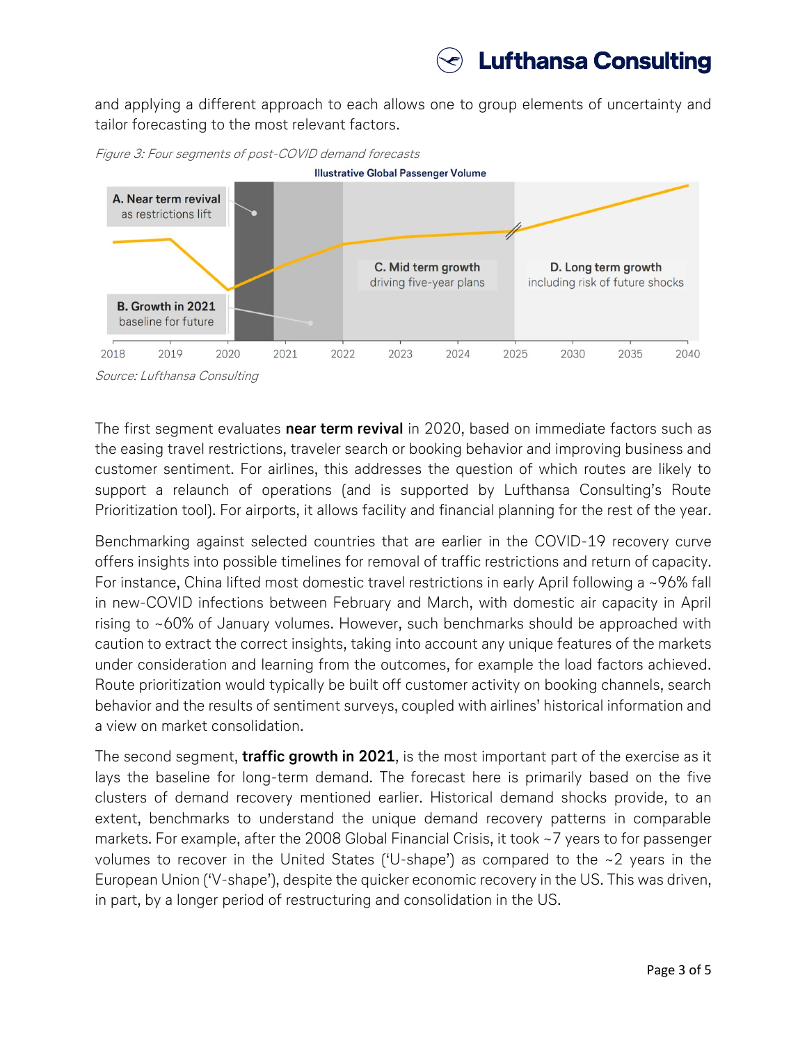and applying a different approach to each allows one to group elements of uncertainty and tailor forecasting to the most relevant factors.

*Figure 3: Four segments of post-COVID demand forecasts*

*Source: Lufthansa Consulting*

The first segment evaluates **near term revival** in 2020, based on immediate factors such as the easing travel restrictions, traveler search or booking behavior and improving business and customer sentiment. For airlines, this addresses the question of which routes are likely to support a relaunch of operations (and is supported by Lufthansa Consulting's Route Prioritization tool). For airports, it allows facility and financial planning for the rest of the year.

Benchmarking against selected countries that are earlier in the COVID-19 recovery curve offers insights into possible timelines for removal of traffic restrictions and return of capacity. For instance, China lifted most domestic travel restrictions in early April following a ~96% fall in new-COVID infections between February and March, with domestic air capacity in April rising to ~60% of January volumes. However, such benchmarks should be approached with caution to extract the correct insights, taking into account any unique features of the markets under consideration and learning from the outcomes, for example the load factors achieved. Route prioritization would typically be built off customer activity on booking channels, search behavior and the results of sentiment surveys, coupled with airlines' historical information and a view on market consolidation.

The second segment, **traffic growth in 2021**, is the most important part of the exercise as it lays the baseline for long-term demand. The forecast here is primarily based on the five clusters of demand recovery mentioned earlier. Historical demand shocks provide, to an extent, benchmarks to understand the unique demand recovery patterns in comparable markets. For example, after the 2008 Global Financial Crisis, it took ~7 years to for passenger volumes to recover in the United States ('U-shape') as compared to the ~2 years in the European Union ('V-shape'), despite the quicker economic recovery in the US. This was driven, in part, by a longer period of restructuring and consolidation in the US.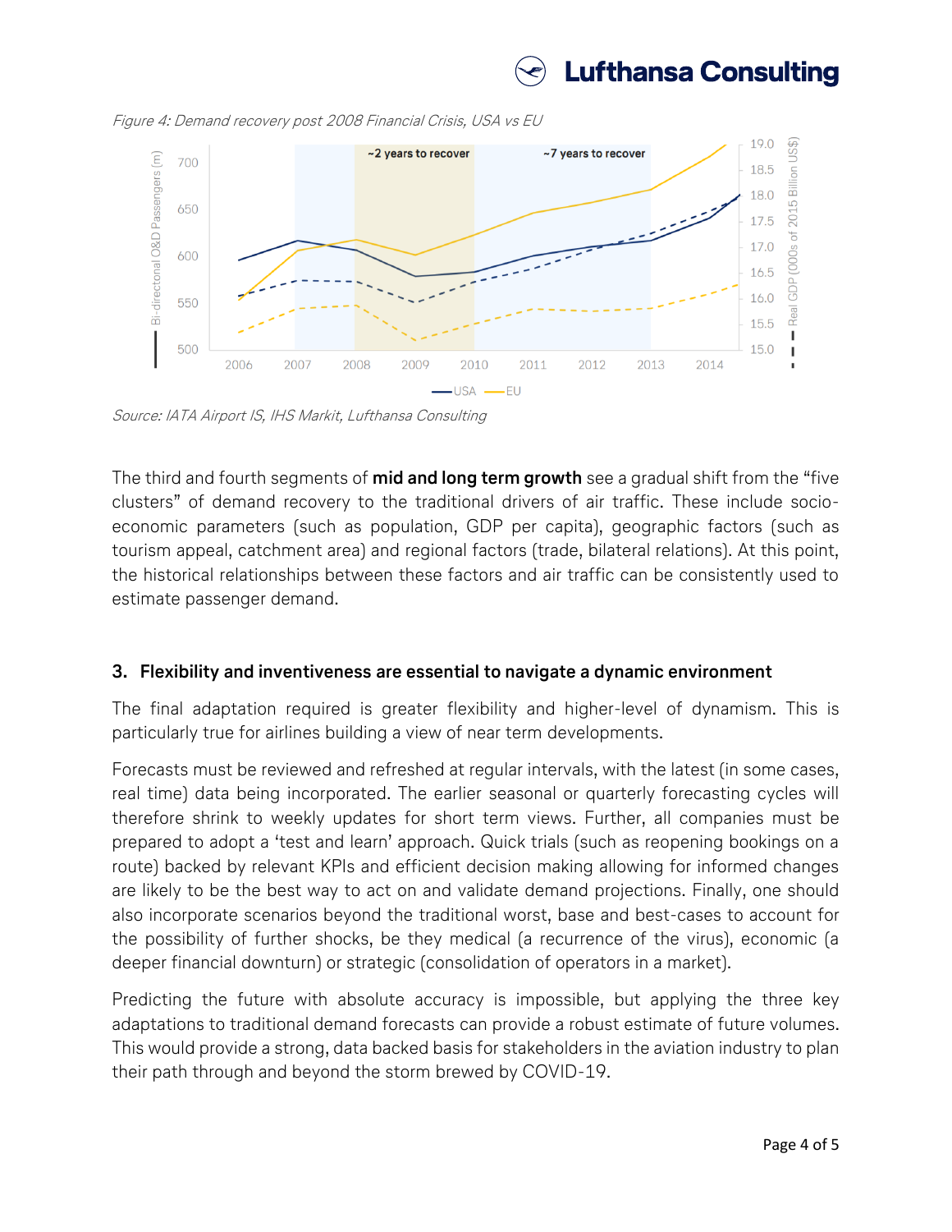*Figure 4: Demand recovery post 2008 Financial Crisis, USA vs EU*

*Source: IATA Airport IS, IHS Markit, Lufthansa Consulting*

The third and fourth segments of **mid and long term growth** see a gradual shift from the "five clusters" of demand recovery to the traditional drivers of air traffic. These include socio-economic parameters (such as population, GDP per capita), geographic factors (such as tourism appeal, catchment area) and regional factors (trade, bilateral relations). At this point, the historical relationships between these factors and air traffic can be consistently used to estimate passenger demand.

### 3. Flexibility and inventiveness are essential to navigate a dynamic environment

The final adaptation required is greater flexibility and higher-level of dynamism. This is particularly true for airlines building a view of near term developments.

Forecasts must be reviewed and refreshed at regular intervals, with the latest (in some cases, real time) data being incorporated. The earlier seasonal or quarterly forecasting cycles will therefore shrink to weekly updates for short term views. Further, all companies must be prepared to adopt a 'test and learn' approach. Quick trials (such as reopening bookings on a route) backed by relevant KPIs and efficient decision making allowing for informed changes are likely to be the best way to act on and validate demand projections. Finally, one should also incorporate scenarios beyond the traditional worst, base and best-cases to account for the possibility of further shocks, be they medical (a recurrence of the virus), economic (a deeper financial downturn) or strategic (consolidation of operators in a market).

Predicting the future with absolute accuracy is impossible, but applying the three key adaptations to traditional demand forecasts can provide a robust estimate of future volumes. This would provide a strong, data backed basis for stakeholders in the aviation industry to plan their path through and beyond the storm brewed by COVID-19.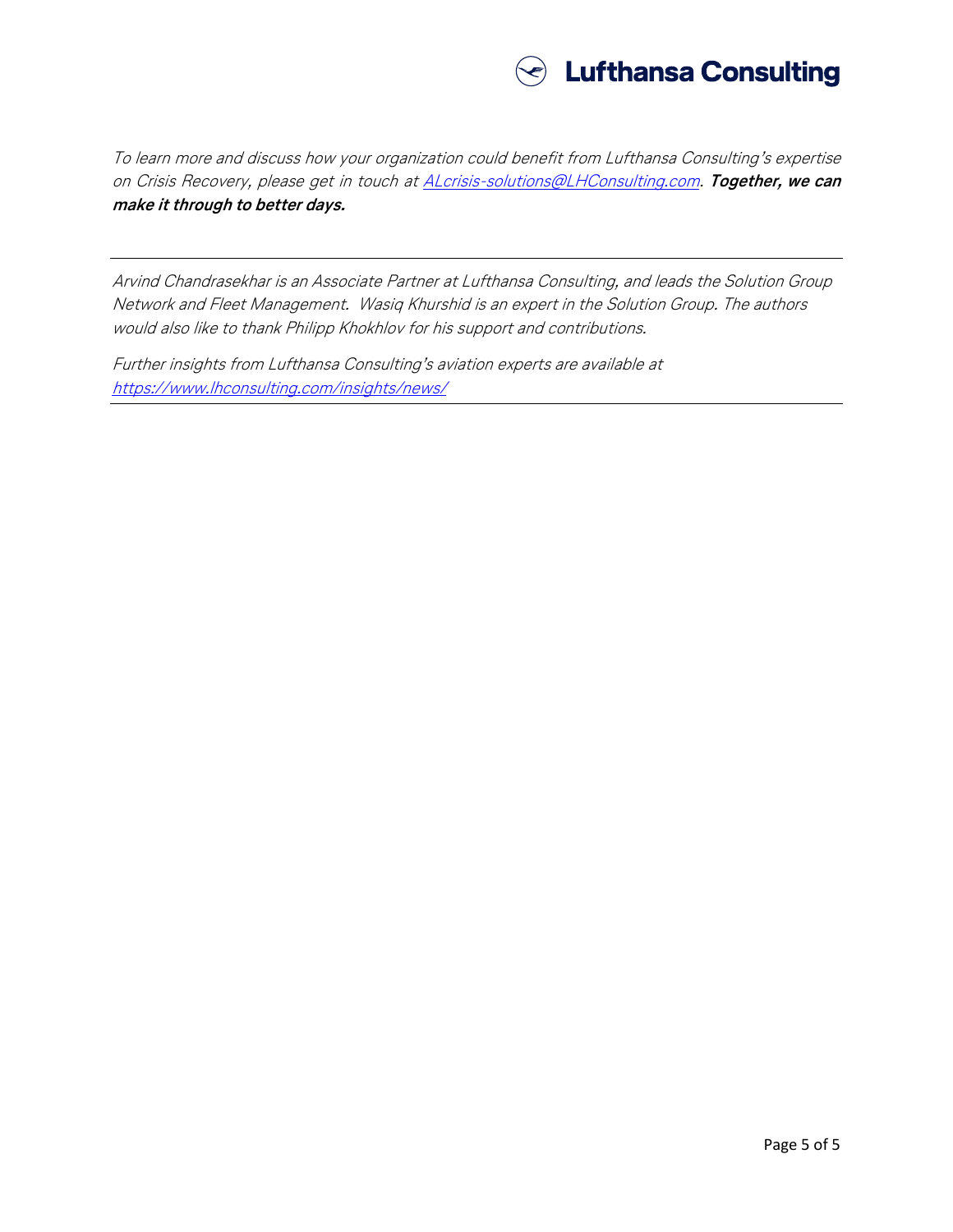*To learn more and discuss how your organization could benefit from Lufthansa Consulting's expertise on Crisis Recovery, please get in touch at [ALcrisis-solutions@LHConsulting.com](mailto:ALcrisis-solutions@LHConsulting.com).* ***Together, we can make it through to better days.***

---

*Arvind Chandrasekhar is an Associate Partner at Lufthansa Consulting, and leads the Solution Group Network and Fleet Management. Wasiq Khurshid is an expert in the Solution Group. The authors would also like to thank Philipp Khokhlov for his support and contributions.*

*Further insights from Lufthansa Consulting's aviation experts are available at [https://www.lhconsulting.com/insights/news/](https://www.lhconsulting.com/insights/news/)*

---